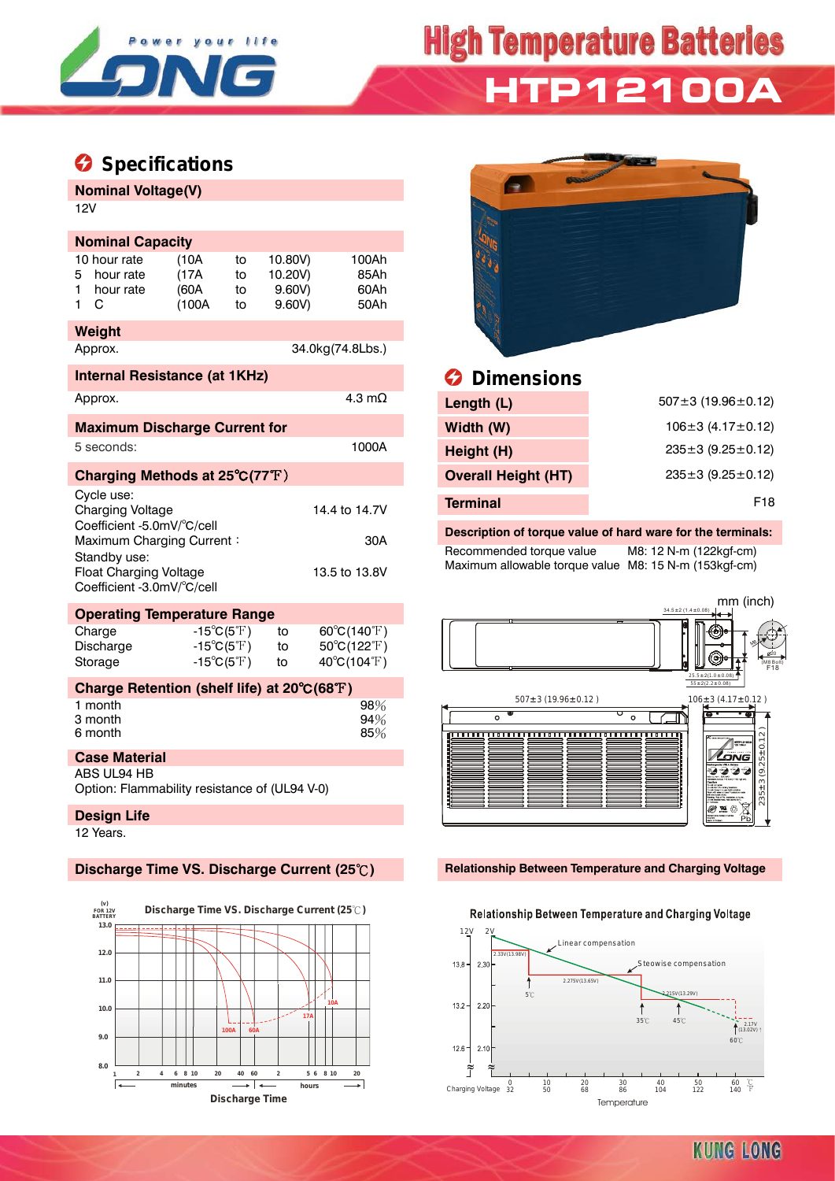# High Temperature Batteries

## HTP12100A

## Specifications

**Nominal Voltage(V)**

12V

**Nominal Capacity**

| | | | | |
|---|---|---|---|---|
| 10 hour rate | (10A | to | 10.80V) | 100Ah |
| 5 hour rate | (17A | to | 10.20V) | 85Ah |
| 1 hour rate | (60A | to | 9.60V) | 60Ah |
| 1 C | (100A | to | 9.60V) | 50Ah |

**Weight**

Approx. 34.0kg(74.8Lbs.)

**Internal Resistance (at 1KHz)**

Approx. 4.3 mΩ

**Maximum Discharge Current for**

5 seconds: 1000A

**Charging Methods at 25℃(77℉)**

Cycle use:
Charging Voltage 14.4 to 14.7V
Coefficient -5.0mV/℃/cell
Maximum Charging Current： 30A
Standby use:
Float Charging Voltage 13.5 to 13.8V
Coefficient -3.0mV/℃/cell

**Operating Temperature Range**

| | | | |
|---|---|---|---|
| Charge | -15℃(5℉) | to | 60℃(140℉) |
| Discharge | -15℃(5℉) | to | 50℃(122℉) |
| Storage | -15℃(5℉) | to | 40℃(104℉) |

**Charge Retention (shelf life) at 20℃(68℉)**

| | |
|---|---|
| 1 month | 98% |
| 3 month | 94% |
| 6 month | 85% |

**Case Material**

ABS UL94 HB
Option: Flammability resistance of (UL94 V-0)

**Design Life**

12 Years.

## Dimensions

| | |
|---|---|
| Length (L) | 507±3 (19.96±0.12) |
| Width (W) | 106±3 (4.17±0.12) |
| Height (H) | 235±3 (9.25±0.12) |
| Overall Height (HT) | 235±3 (9.25±0.12) |
| Terminal | F18 |

**Description of torque value of hard ware for the terminals:**

Recommended torque value M8: 12 N-m (122kgf-cm)
Maximum allowable torque value M8: 15 N-m (153kgf-cm)

mm (inch)

**Discharge Time VS. Discharge Current (25℃)**

**Relationship Between Temperature and Charging Voltage**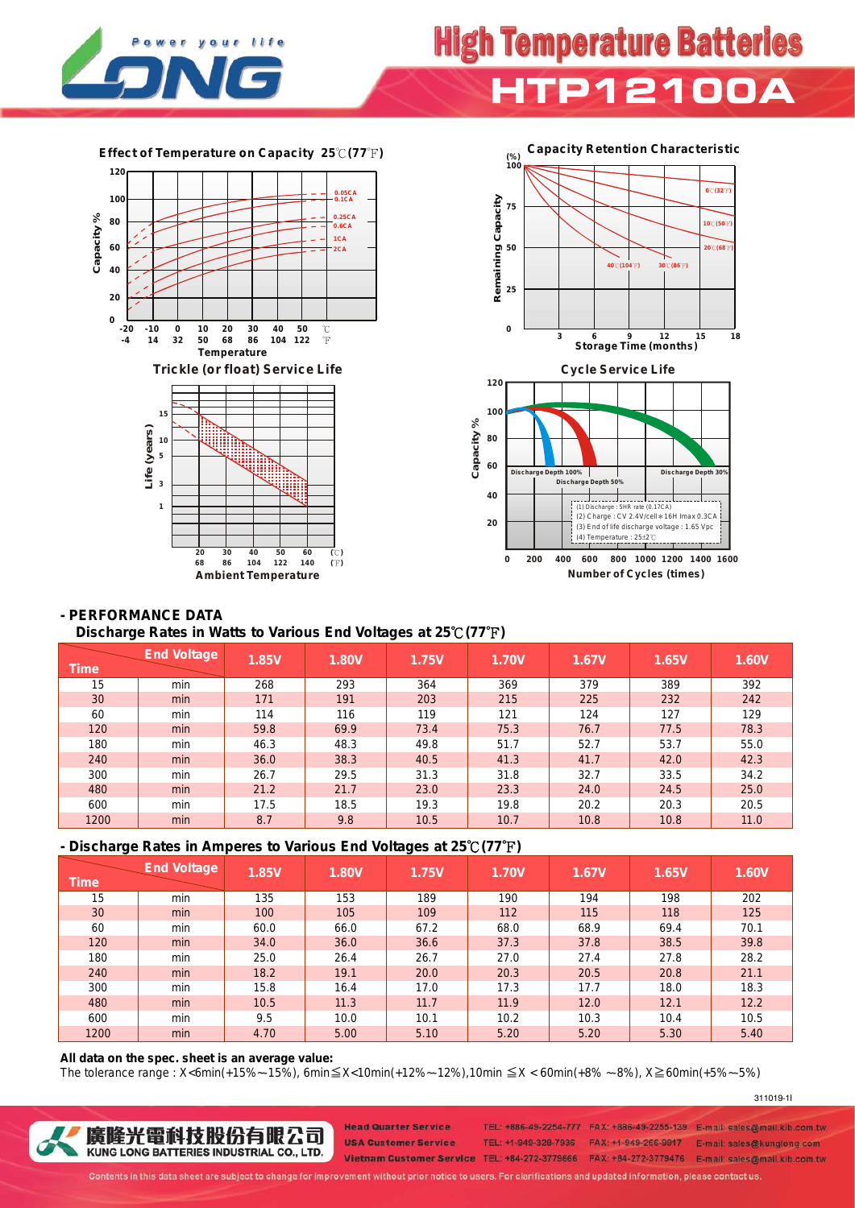# High Temperature Batteries

# HTP12100A

Power your life

### Effect of Temperature on Capacity 25℃(77℉)

Capacity %

120
100
80
60
40
20
0

0.05CA
0.1CA
0.25CA
0.6CA
1CA
2CA

-20 -10 0 10 20 30 40 50 ℃
-4 14 32 50 68 86 104 122 ℉

Temperature

### Capacity Retention Characteristic

(%) Remaining Capacity

100
75
50
25
0

0℃(32℉)
10℃(50℉)
20℃(68℉)
30℃(86℉)
40℃(104℉)

3 6 9 12 15 18

Storage Time (months)

### Trickle (or float) Service Life

Life (years)

15
10
5
3
1

20 30 40 50 60 (℃)
68 86 104 122 140 (℉)

Ambient Temperature

### Cycle Service Life

Capacity %

120
100
80
60
40
20

Discharge Depth 100%
Discharge Depth 50%
Discharge Depth 30%

(1) Discharge : 5HR rate (0.17CA)
(2) Charge : CV 2.4V/cell×16H Imax 0.3CA
(3) End of life discharge voltage : 1.65 Vpc
(4) Temperature : 25±2℃

0 200 400 600 800 1000 1200 1400 1600

Number of Cycles (times)

## - PERFORMANCE DATA

### Discharge Rates in Watts to Various End Voltages at 25℃(77℉)

| Time | | 1.85V | 1.80V | 1.75V | 1.70V | 1.67V | 1.65V | 1.60V |
|---|---|---|---|---|---|---|---|---|
| 15 | min | 268 | 293 | 364 | 369 | 379 | 389 | 392 |
| 30 | min | 171 | 191 | 203 | 215 | 225 | 232 | 242 |
| 60 | min | 114 | 116 | 119 | 121 | 124 | 127 | 129 |
| 120 | min | 59.8 | 69.9 | 73.4 | 75.3 | 76.7 | 77.5 | 78.3 |
| 180 | min | 46.3 | 48.3 | 49.8 | 51.7 | 52.7 | 53.7 | 55.0 |
| 240 | min | 36.0 | 38.3 | 40.5 | 41.3 | 41.7 | 42.0 | 42.3 |
| 300 | min | 26.7 | 29.5 | 31.3 | 31.8 | 32.7 | 33.5 | 34.2 |
| 480 | min | 21.2 | 21.7 | 23.0 | 23.3 | 24.0 | 24.5 | 25.0 |
| 600 | min | 17.5 | 18.5 | 19.3 | 19.8 | 20.2 | 20.3 | 20.5 |
| 1200 | min | 8.7 | 9.8 | 10.5 | 10.7 | 10.8 | 10.8 | 11.0 |

(Column header: End Voltage)

### - Discharge Rates in Amperes to Various End Voltages at 25℃(77℉)

| Time | | 1.85V | 1.80V | 1.75V | 1.70V | 1.67V | 1.65V | 1.60V |
|---|---|---|---|---|---|---|---|---|
| 15 | min | 135 | 153 | 189 | 190 | 194 | 198 | 202 |
| 30 | min | 100 | 105 | 109 | 112 | 115 | 118 | 125 |
| 60 | min | 60.0 | 66.0 | 67.2 | 68.0 | 68.9 | 69.4 | 70.1 |
| 120 | min | 34.0 | 36.0 | 36.6 | 37.3 | 37.8 | 38.5 | 39.8 |
| 180 | min | 25.0 | 26.4 | 26.7 | 27.0 | 27.4 | 27.8 | 28.2 |
| 240 | min | 18.2 | 19.1 | 20.0 | 20.3 | 20.5 | 20.8 | 21.1 |
| 300 | min | 15.8 | 16.4 | 17.0 | 17.3 | 17.7 | 18.0 | 18.3 |
| 480 | min | 10.5 | 11.3 | 11.7 | 11.9 | 12.0 | 12.1 | 12.2 |
| 600 | min | 9.5 | 10.0 | 10.1 | 10.2 | 10.3 | 10.4 | 10.5 |
| 1200 | min | 4.70 | 5.00 | 5.10 | 5.20 | 5.20 | 5.30 | 5.40 |

(Column header: End Voltage)

**All data on the spec. sheet is an average value:**

The tolerance range : X<6min(+15%~-15%), 6min≦X<10min(+12%~-12%),10min ≦X < 60min(+8% ~-8%), X≧60min(+5%~-5%)

311019-1I

廣隆光電科技股份有限公司
KUNG LONG BATTERIES INDUSTRIAL CO., LTD.

| | | | |
|---|---|---|---|
| Head Quarter Service | TEL: +886-49-2254-777 | FAX: +886-49-2255-139 | E-mail: sales@mail.klb.com.tw |
| USA Customer Service | TEL: +1-949-320-7936 | FAX: +1-949-266-9917 | E-mail: sales@kunglong.com |
| Vietnam Customer Service | TEL: +84-272-3779666 | FAX: +84-272-3779476 | E-mail: sales@mail.klb.com.tw |

Contents in this data sheet are subject to change for improvement without prior notice to users. For clarifications and updated information, please contact us.